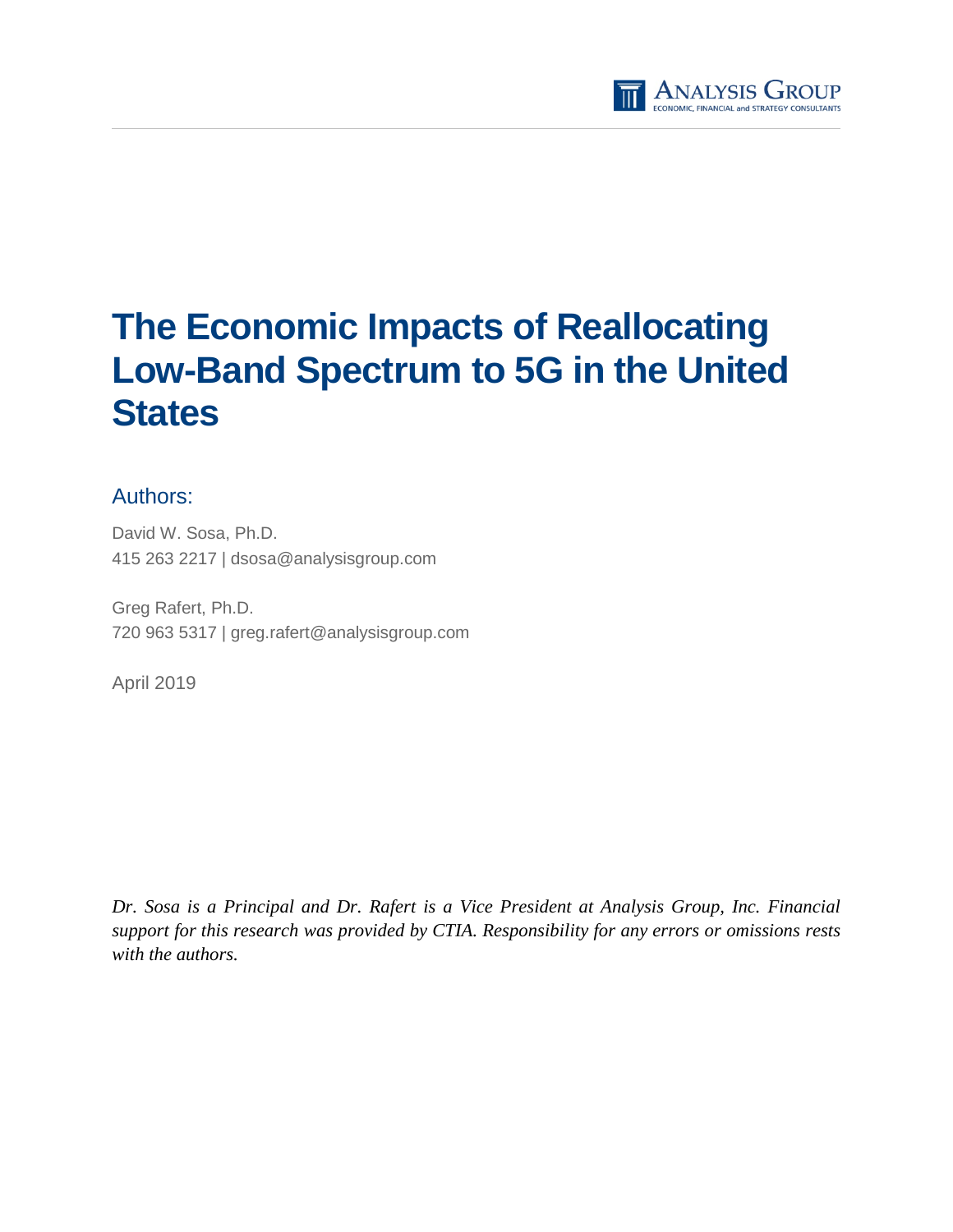# The Economic Impacts of Reallocating Low-Band Spectrum to 5G in the United States

## Authors:

David W. Sosa, Ph.D.
415 263 2217 | dsosa@analysisgroup.com

Greg Rafert, Ph.D.
720 963 5317 | greg.rafert@analysisgroup.com

April 2019

*Dr. Sosa is a Principal and Dr. Rafert is a Vice President at Analysis Group, Inc. Financial support for this research was provided by CTIA. Responsibility for any errors or omissions rests with the authors.*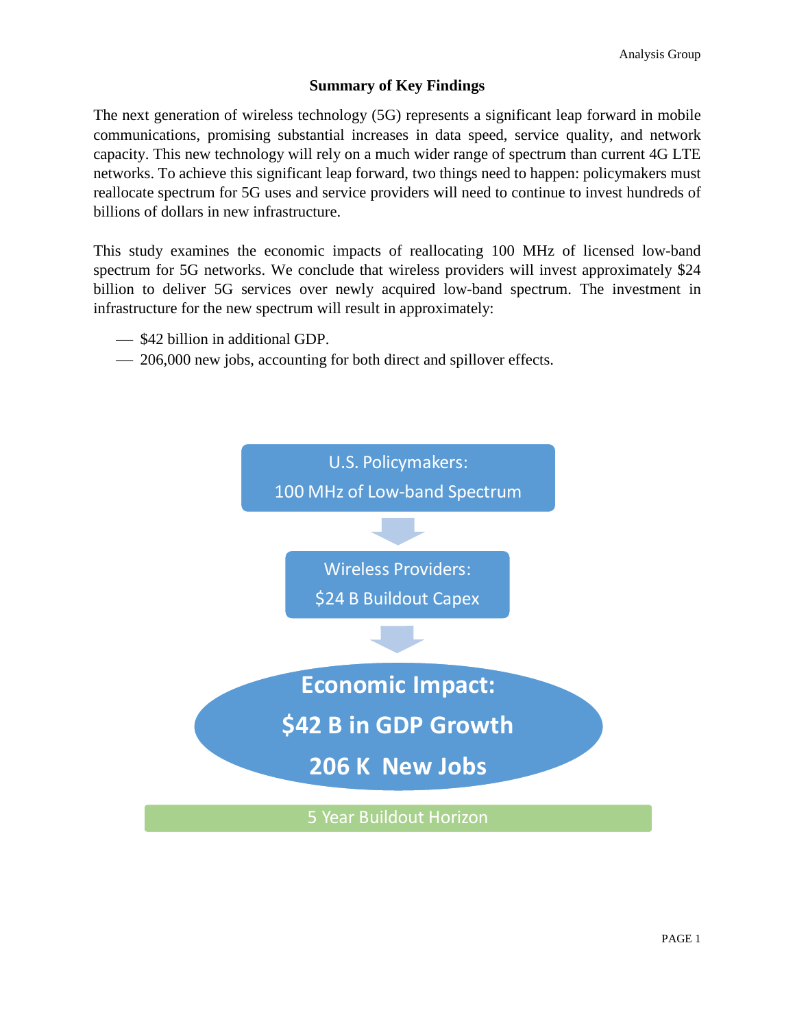## Summary of Key Findings

The next generation of wireless technology (5G) represents a significant leap forward in mobile communications, promising substantial increases in data speed, service quality, and network capacity. This new technology will rely on a much wider range of spectrum than current 4G LTE networks. To achieve this significant leap forward, two things need to happen: policymakers must reallocate spectrum for 5G uses and service providers will need to continue to invest hundreds of billions of dollars in new infrastructure.

This study examines the economic impacts of reallocating 100 MHz of licensed low-band spectrum for 5G networks. We conclude that wireless providers will invest approximately $24 billion to deliver 5G services over newly acquired low-band spectrum. The investment in infrastructure for the new spectrum will result in approximately:

- $42 billion in additional GDP.
- 206,000 new jobs, accounting for both direct and spillover effects.

U.S. Policymakers:
100 MHz of Low-band Spectrum

↓

Wireless Providers:
$24 B Buildout Capex

↓

**Economic Impact:**
**$42 B in GDP Growth**
**206 K New Jobs**

5 Year Buildout Horizon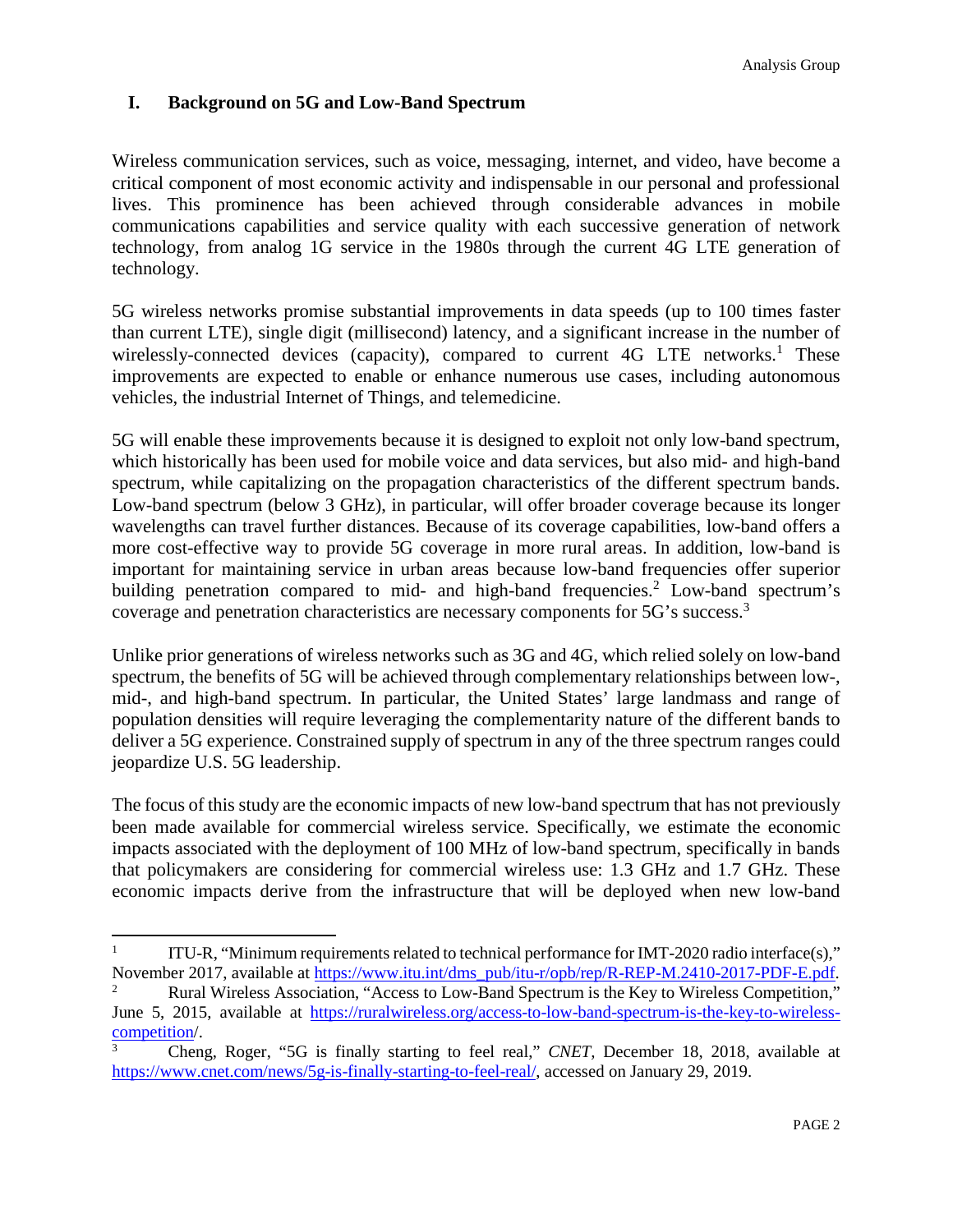## I. Background on 5G and Low-Band Spectrum

Wireless communication services, such as voice, messaging, internet, and video, have become a critical component of most economic activity and indispensable in our personal and professional lives. This prominence has been achieved through considerable advances in mobile communications capabilities and service quality with each successive generation of network technology, from analog 1G service in the 1980s through the current 4G LTE generation of technology.

5G wireless networks promise substantial improvements in data speeds (up to 100 times faster than current LTE), single digit (millisecond) latency, and a significant increase in the number of wirelessly-connected devices (capacity), compared to current 4G LTE networks.[1] These improvements are expected to enable or enhance numerous use cases, including autonomous vehicles, the industrial Internet of Things, and telemedicine.

5G will enable these improvements because it is designed to exploit not only low-band spectrum, which historically has been used for mobile voice and data services, but also mid- and high-band spectrum, while capitalizing on the propagation characteristics of the different spectrum bands. Low-band spectrum (below 3 GHz), in particular, will offer broader coverage because its longer wavelengths can travel further distances. Because of its coverage capabilities, low-band offers a more cost-effective way to provide 5G coverage in more rural areas. In addition, low-band is important for maintaining service in urban areas because low-band frequencies offer superior building penetration compared to mid- and high-band frequencies.[2] Low-band spectrum's coverage and penetration characteristics are necessary components for 5G's success.[3]

Unlike prior generations of wireless networks such as 3G and 4G, which relied solely on low-band spectrum, the benefits of 5G will be achieved through complementary relationships between low-, mid-, and high-band spectrum. In particular, the United States' large landmass and range of population densities will require leveraging the complementarity nature of the different bands to deliver a 5G experience. Constrained supply of spectrum in any of the three spectrum ranges could jeopardize U.S. 5G leadership.

The focus of this study are the economic impacts of new low-band spectrum that has not previously been made available for commercial wireless service. Specifically, we estimate the economic impacts associated with the deployment of 100 MHz of low-band spectrum, specifically in bands that policymakers are considering for commercial wireless use: 1.3 GHz and 1.7 GHz. These economic impacts derive from the infrastructure that will be deployed when new low-band

---

[1] ITU-R, "Minimum requirements related to technical performance for IMT-2020 radio interface(s)," November 2017, available at https://www.itu.int/dms_pub/itu-r/opb/rep/R-REP-M.2410-2017-PDF-E.pdf.

[2] Rural Wireless Association, "Access to Low-Band Spectrum is the Key to Wireless Competition," June 5, 2015, available at https://ruralwireless.org/access-to-low-band-spectrum-is-the-key-to-wireless-competition/.

[3] Cheng, Roger, "5G is finally starting to feel real," *CNET*, December 18, 2018, available at https://www.cnet.com/news/5g-is-finally-starting-to-feel-real/, accessed on January 29, 2019.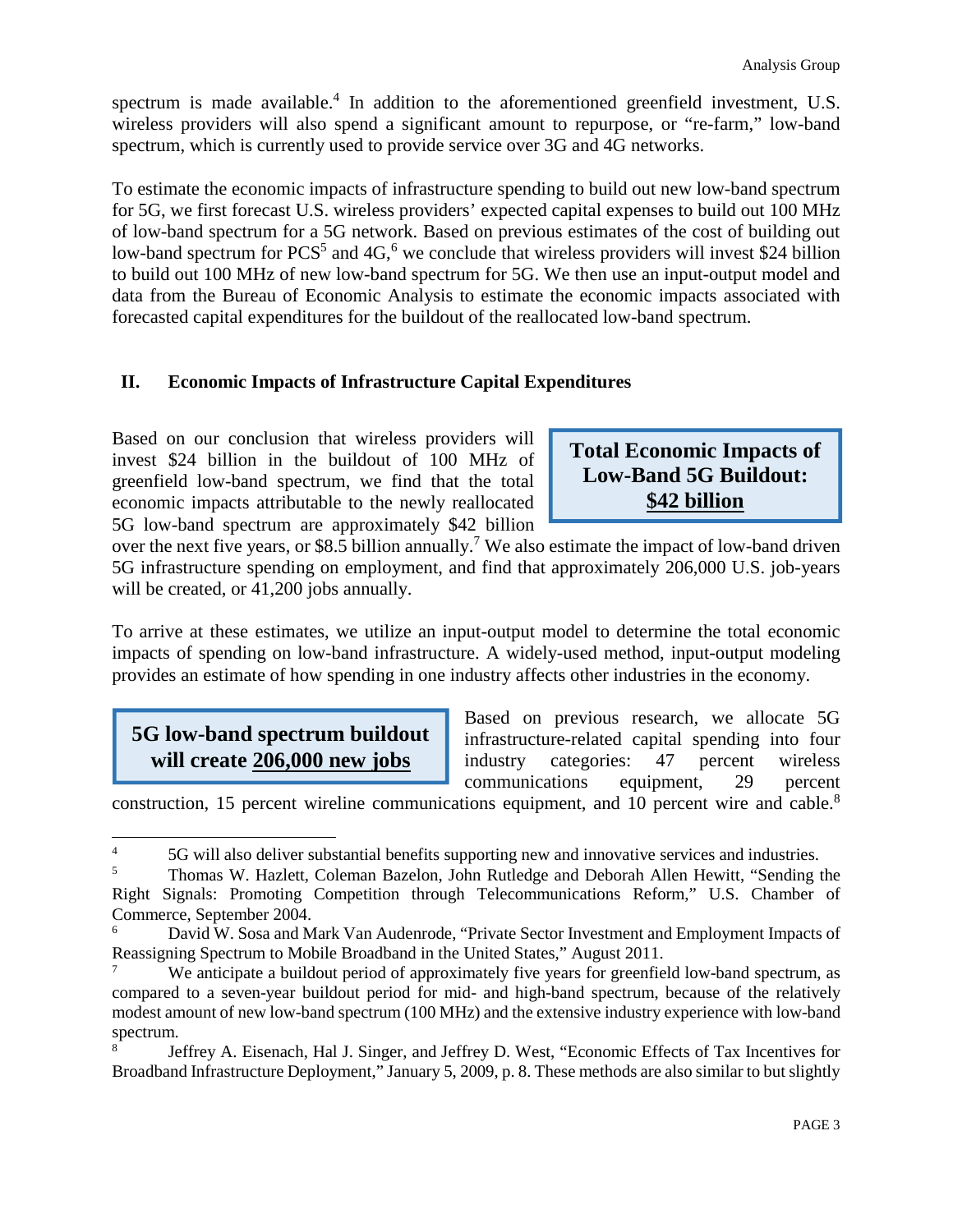spectrum is made available.[4] In addition to the aforementioned greenfield investment, U.S. wireless providers will also spend a significant amount to repurpose, or "re-farm," low-band spectrum, which is currently used to provide service over 3G and 4G networks.

To estimate the economic impacts of infrastructure spending to build out new low-band spectrum for 5G, we first forecast U.S. wireless providers' expected capital expenses to build out 100 MHz of low-band spectrum for a 5G network. Based on previous estimates of the cost of building out low-band spectrum for PCS[5] and 4G,[6] we conclude that wireless providers will invest $24 billion to build out 100 MHz of new low-band spectrum for 5G. We then use an input-output model and data from the Bureau of Economic Analysis to estimate the economic impacts associated with forecasted capital expenditures for the buildout of the reallocated low-band spectrum.

## II. Economic Impacts of Infrastructure Capital Expenditures

> **Total Economic Impacts of Low-Band 5G Buildout: $42 billion**

Based on our conclusion that wireless providers will invest $24 billion in the buildout of 100 MHz of greenfield low-band spectrum, we find that the total economic impacts attributable to the newly reallocated 5G low-band spectrum are approximately $42 billion over the next five years, or $8.5 billion annually.[7] We also estimate the impact of low-band driven 5G infrastructure spending on employment, and find that approximately 206,000 U.S. job-years will be created, or 41,200 jobs annually.

To arrive at these estimates, we utilize an input-output model to determine the total economic impacts of spending on low-band infrastructure. A widely-used method, input-output modeling provides an estimate of how spending in one industry affects other industries in the economy.

> **5G low-band spectrum buildout will create 206,000 new jobs**

Based on previous research, we allocate 5G infrastructure-related capital spending into four industry categories: 47 percent wireless communications equipment, 29 percent construction, 15 percent wireline communications equipment, and 10 percent wire and cable.[8]

---

[4] 5G will also deliver substantial benefits supporting new and innovative services and industries.

[5] Thomas W. Hazlett, Coleman Bazelon, John Rutledge and Deborah Allen Hewitt, "Sending the Right Signals: Promoting Competition through Telecommunications Reform," U.S. Chamber of Commerce, September 2004.

[6] David W. Sosa and Mark Van Audenrode, "Private Sector Investment and Employment Impacts of Reassigning Spectrum to Mobile Broadband in the United States," August 2011.

[7] We anticipate a buildout period of approximately five years for greenfield low-band spectrum, as compared to a seven-year buildout period for mid- and high-band spectrum, because of the relatively modest amount of new low-band spectrum (100 MHz) and the extensive industry experience with low-band spectrum.

[8] Jeffrey A. Eisenach, Hal J. Singer, and Jeffrey D. West, "Economic Effects of Tax Incentives for Broadband Infrastructure Deployment," January 5, 2009, p. 8. These methods are also similar to but slightly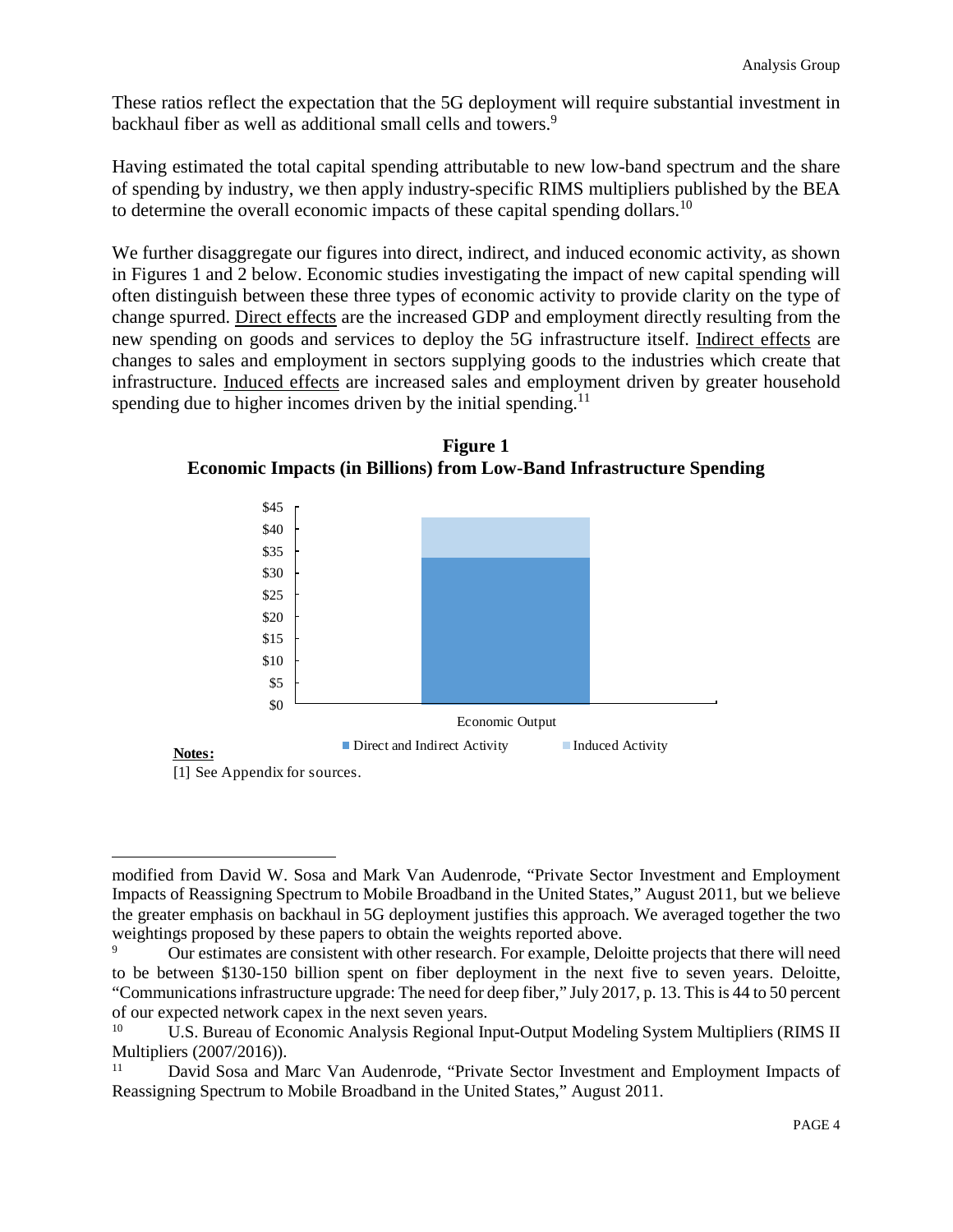These ratios reflect the expectation that the 5G deployment will require substantial investment in backhaul fiber as well as additional small cells and towers.[9]

Having estimated the total capital spending attributable to new low-band spectrum and the share of spending by industry, we then apply industry-specific RIMS multipliers published by the BEA to determine the overall economic impacts of these capital spending dollars.[10]

We further disaggregate our figures into direct, indirect, and induced economic activity, as shown in Figures 1 and 2 below. Economic studies investigating the impact of new capital spending will often distinguish between these three types of economic activity to provide clarity on the type of change spurred. Direct effects are the increased GDP and employment directly resulting from the new spending on goods and services to deploy the 5G infrastructure itself. Indirect effects are changes to sales and employment in sectors supplying goods to the industries which create that infrastructure. Induced effects are increased sales and employment driven by greater household spending due to higher incomes driven by the initial spending.[11]

**Figure 1**
**Economic Impacts (in Billions) from Low-Band Infrastructure Spending**

| | Economic Output |
|---|---|
| Direct and Indirect Activity | ~$33.5 |
| Induced Activity | ~$9 (total ~$42.5) |

**Notes:**

[1] See Appendix for sources.

---

modified from David W. Sosa and Mark Van Audenrode, "Private Sector Investment and Employment Impacts of Reassigning Spectrum to Mobile Broadband in the United States," August 2011, but we believe the greater emphasis on backhaul in 5G deployment justifies this approach. We averaged together the two weightings proposed by these papers to obtain the weights reported above.

[9] Our estimates are consistent with other research. For example, Deloitte projects that there will need to be between $130-150 billion spent on fiber deployment in the next five to seven years. Deloitte, "Communications infrastructure upgrade: The need for deep fiber," July 2017, p. 13. This is 44 to 50 percent of our expected network capex in the next seven years.

[10] U.S. Bureau of Economic Analysis Regional Input-Output Modeling System Multipliers (RIMS II Multipliers (2007/2016)).

[11] David Sosa and Marc Van Audenrode, "Private Sector Investment and Employment Impacts of Reassigning Spectrum to Mobile Broadband in the United States," August 2011.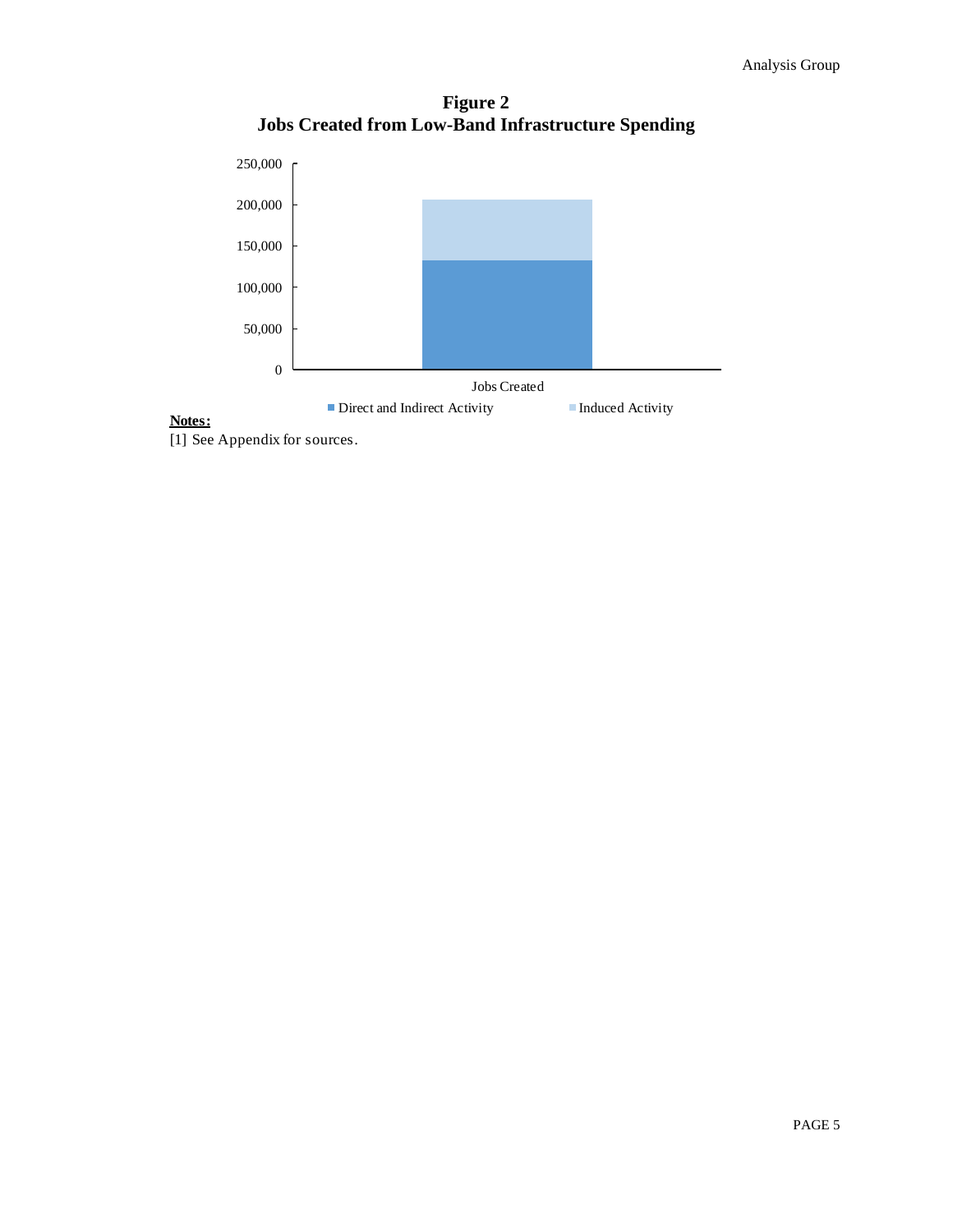**Figure 2**
**Jobs Created from Low-Band Infrastructure Spending**

**Notes:**
[1] See Appendix for sources.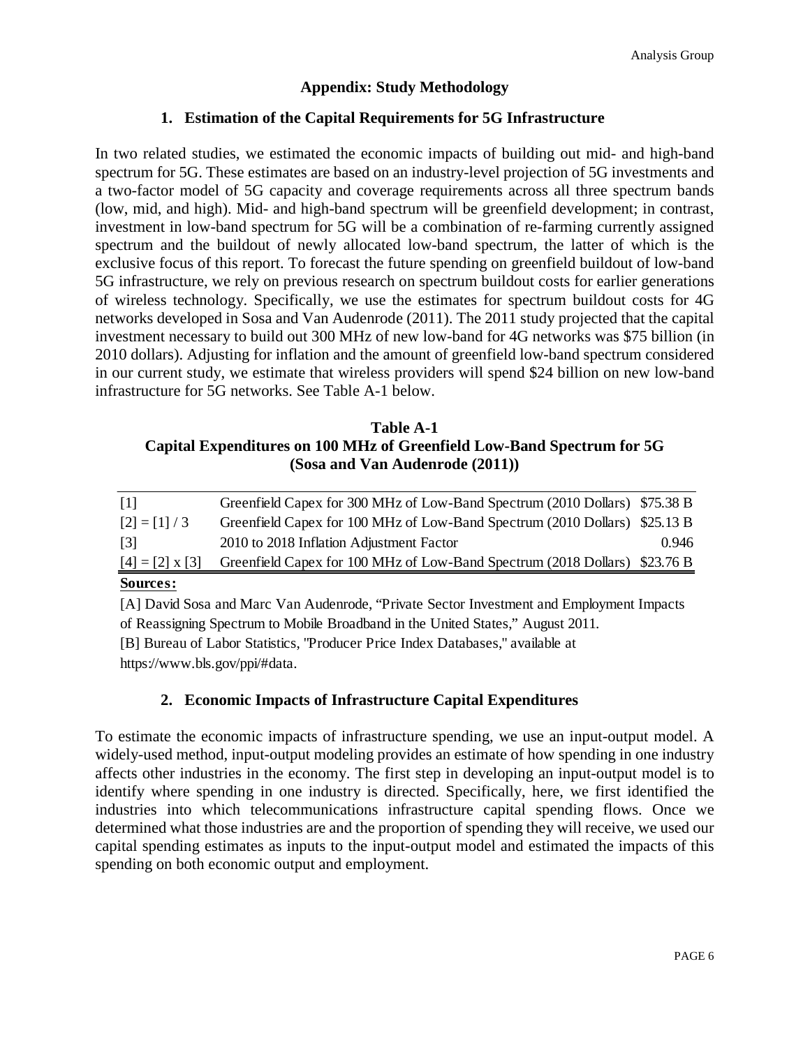## Appendix: Study Methodology

### 1. Estimation of the Capital Requirements for 5G Infrastructure

In two related studies, we estimated the economic impacts of building out mid- and high-band spectrum for 5G. These estimates are based on an industry-level projection of 5G investments and a two-factor model of 5G capacity and coverage requirements across all three spectrum bands (low, mid, and high). Mid- and high-band spectrum will be greenfield development; in contrast, investment in low-band spectrum for 5G will be a combination of re-farming currently assigned spectrum and the buildout of newly allocated low-band spectrum, the latter of which is the exclusive focus of this report. To forecast the future spending on greenfield buildout of low-band 5G infrastructure, we rely on previous research on spectrum buildout costs for earlier generations of wireless technology. Specifically, we use the estimates for spectrum buildout costs for 4G networks developed in Sosa and Van Audenrode (2011). The 2011 study projected that the capital investment necessary to build out 300 MHz of new low-band for 4G networks was $75 billion (in 2010 dollars). Adjusting for inflation and the amount of greenfield low-band spectrum considered in our current study, we estimate that wireless providers will spend $24 billion on new low-band infrastructure for 5G networks. See Table A-1 below.

**Table A-1**
**Capital Expenditures on 100 MHz of Greenfield Low-Band Spectrum for 5G (Sosa and Van Audenrode (2011))**

| | | |
|---|---|---|
| [1] | Greenfield Capex for 300 MHz of Low-Band Spectrum (2010 Dollars) | $75.38 B |
| [2] = [1] / 3 | Greenfield Capex for 100 MHz of Low-Band Spectrum (2010 Dollars) | $25.13 B |
| [3] | 2010 to 2018 Inflation Adjustment Factor | 0.946 |
| [4] = [2] x [3] | Greenfield Capex for 100 MHz of Low-Band Spectrum (2018 Dollars) | $23.76 B |

**Sources:**

[A] David Sosa and Marc Van Audenrode, "Private Sector Investment and Employment Impacts of Reassigning Spectrum to Mobile Broadband in the United States," August 2011.

[B] Bureau of Labor Statistics, "Producer Price Index Databases," available at https://www.bls.gov/ppi/#data.

### 2. Economic Impacts of Infrastructure Capital Expenditures

To estimate the economic impacts of infrastructure spending, we use an input-output model. A widely-used method, input-output modeling provides an estimate of how spending in one industry affects other industries in the economy. The first step in developing an input-output model is to identify where spending in one industry is directed. Specifically, here, we first identified the industries into which telecommunications infrastructure capital spending flows. Once we determined what those industries are and the proportion of spending they will receive, we used our capital spending estimates as inputs to the input-output model and estimated the impacts of this spending on both economic output and employment.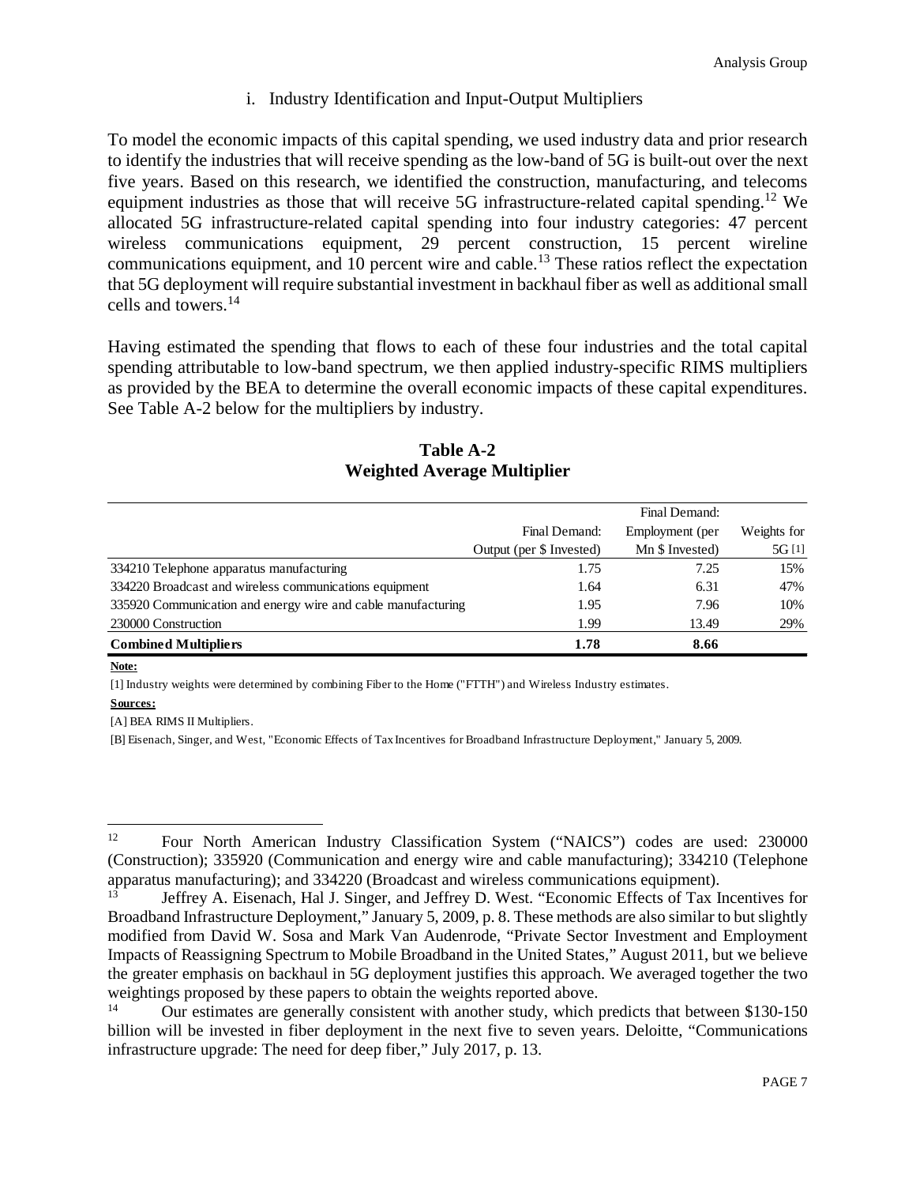### i. Industry Identification and Input-Output Multipliers

To model the economic impacts of this capital spending, we used industry data and prior research to identify the industries that will receive spending as the low-band of 5G is built-out over the next five years. Based on this research, we identified the construction, manufacturing, and telecoms equipment industries as those that will receive 5G infrastructure-related capital spending.[12] We allocated 5G infrastructure-related capital spending into four industry categories: 47 percent wireless communications equipment, 29 percent construction, 15 percent wireline communications equipment, and 10 percent wire and cable.[13] These ratios reflect the expectation that 5G deployment will require substantial investment in backhaul fiber as well as additional small cells and towers.[14]

Having estimated the spending that flows to each of these four industries and the total capital spending attributable to low-band spectrum, we then applied industry-specific RIMS multipliers as provided by the BEA to determine the overall economic impacts of these capital expenditures. See Table A-2 below for the multipliers by industry.

**Table A-2**
**Weighted Average Multiplier**

| | Final Demand: Output (per $ Invested) | Final Demand: Employment (per Mn $ Invested) | Weights for 5G [1] |
|---|---|---|---|
| 334210 Telephone apparatus manufacturing | 1.75 | 7.25 | 15% |
| 334220 Broadcast and wireless communications equipment | 1.64 | 6.31 | 47% |
| 335920 Communication and energy wire and cable manufacturing | 1.95 | 7.96 | 10% |
| 230000 Construction | 1.99 | 13.49 | 29% |
| **Combined Multipliers** | **1.78** | **8.66** | |

**Note:**

[1] Industry weights were determined by combining Fiber to the Home ("FTTH") and Wireless Industry estimates.

**Sources:**

[A] BEA RIMS II Multipliers.

[B] Eisenach, Singer, and West, "Economic Effects of Tax Incentives for Broadband Infrastructure Deployment," January 5, 2009.

---

[12] Four North American Industry Classification System ("NAICS") codes are used: 230000 (Construction); 335920 (Communication and energy wire and cable manufacturing); 334210 (Telephone apparatus manufacturing); and 334220 (Broadcast and wireless communications equipment).

[13] Jeffrey A. Eisenach, Hal J. Singer, and Jeffrey D. West. "Economic Effects of Tax Incentives for Broadband Infrastructure Deployment," January 5, 2009, p. 8. These methods are also similar to but slightly modified from David W. Sosa and Mark Van Audenrode, "Private Sector Investment and Employment Impacts of Reassigning Spectrum to Mobile Broadband in the United States," August 2011, but we believe the greater emphasis on backhaul in 5G deployment justifies this approach. We averaged together the two weightings proposed by these papers to obtain the weights reported above.

[14] Our estimates are generally consistent with another study, which predicts that between $130-150 billion will be invested in fiber deployment in the next five to seven years. Deloitte, "Communications infrastructure upgrade: The need for deep fiber," July 2017, p. 13.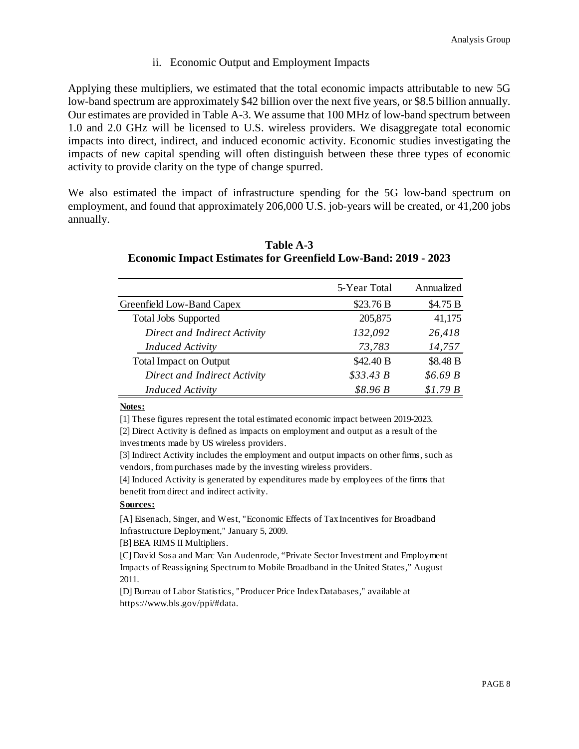### ii. Economic Output and Employment Impacts

Applying these multipliers, we estimated that the total economic impacts attributable to new 5G low-band spectrum are approximately $42 billion over the next five years, or $8.5 billion annually. Our estimates are provided in Table A-3. We assume that 100 MHz of low-band spectrum between 1.0 and 2.0 GHz will be licensed to U.S. wireless providers. We disaggregate total economic impacts into direct, indirect, and induced economic activity. Economic studies investigating the impacts of new capital spending will often distinguish between these three types of economic activity to provide clarity on the type of change spurred.

We also estimated the impact of infrastructure spending for the 5G low-band spectrum on employment, and found that approximately 206,000 U.S. job-years will be created, or 41,200 jobs annually.

**Table A-3**
**Economic Impact Estimates for Greenfield Low-Band: 2019 - 2023**

| | 5-Year Total | Annualized |
|---|---|---|
| Greenfield Low-Band Capex | $23.76 B | $4.75 B |
| Total Jobs Supported | 205,875 | 41,175 |
| *Direct and Indirect Activity* | *132,092* | *26,418* |
| *Induced Activity* | *73,783* | *14,757* |
| Total Impact on Output | $42.40 B | $8.48 B |
| *Direct and Indirect Activity* | *$33.43 B* | *$6.69 B* |
| *Induced Activity* | *$8.96 B* | *$1.79 B* |

**Notes:**

[1] These figures represent the total estimated economic impact between 2019-2023.

[2] Direct Activity is defined as impacts on employment and output as a result of the investments made by US wireless providers.

[3] Indirect Activity includes the employment and output impacts on other firms, such as vendors, from purchases made by the investing wireless providers.

[4] Induced Activity is generated by expenditures made by employees of the firms that benefit from direct and indirect activity.

**Sources:**

[A] Eisenach, Singer, and West, "Economic Effects of Tax Incentives for Broadband Infrastructure Deployment," January 5, 2009.

[B] BEA RIMS II Multipliers.

[C] David Sosa and Marc Van Audenrode, “Private Sector Investment and Employment Impacts of Reassigning Spectrum to Mobile Broadband in the United States,” August 2011.

[D] Bureau of Labor Statistics, "Producer Price Index Databases," available at https://www.bls.gov/ppi/#data.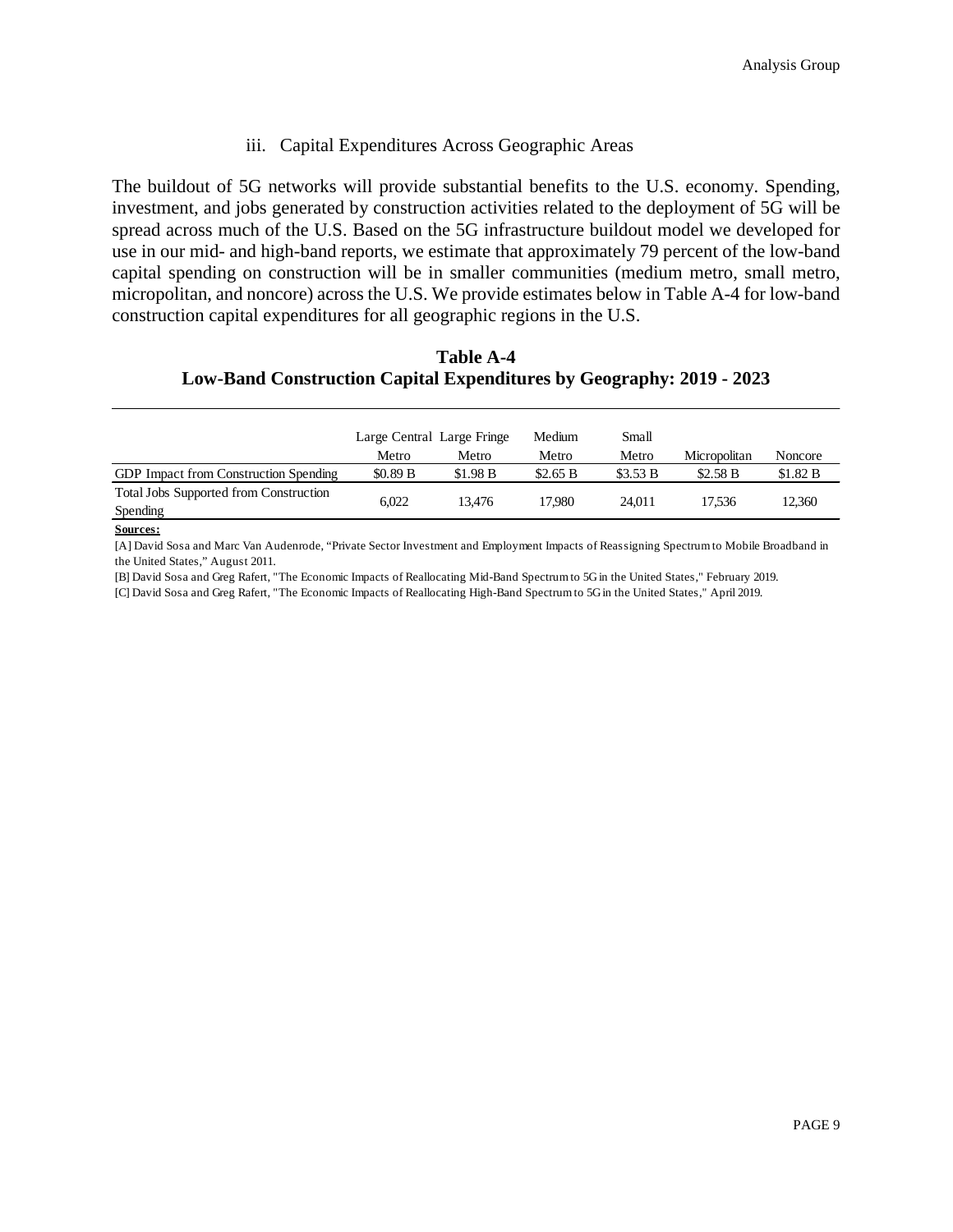### iii. Capital Expenditures Across Geographic Areas

The buildout of 5G networks will provide substantial benefits to the U.S. economy. Spending, investment, and jobs generated by construction activities related to the deployment of 5G will be spread across much of the U.S. Based on the 5G infrastructure buildout model we developed for use in our mid- and high-band reports, we estimate that approximately 79 percent of the low-band capital spending on construction will be in smaller communities (medium metro, small metro, micropolitan, and noncore) across the U.S. We provide estimates below in Table A-4 for low-band construction capital expenditures for all geographic regions in the U.S.

**Table A-4**
**Low-Band Construction Capital Expenditures by Geography: 2019 - 2023**

| | Large Central Metro | Large Fringe Metro | Medium Metro | Small Metro | Micropolitan | Noncore |
|---|---|---|---|---|---|---|
| GDP Impact from Construction Spending | $0.89 B | $1.98 B | $2.65 B | $3.53 B | $2.58 B | $1.82 B |
| Total Jobs Supported from Construction Spending | 6,022 | 13,476 | 17,980 | 24,011 | 17,536 | 12,360 |

**Sources:**

[A] David Sosa and Marc Van Audenrode, "Private Sector Investment and Employment Impacts of Reassigning Spectrum to Mobile Broadband in the United States," August 2011.

[B] David Sosa and Greg Rafert, "The Economic Impacts of Reallocating Mid-Band Spectrum to 5G in the United States," February 2019.

[C] David Sosa and Greg Rafert, "The Economic Impacts of Reallocating High-Band Spectrum to 5G in the United States," April 2019.